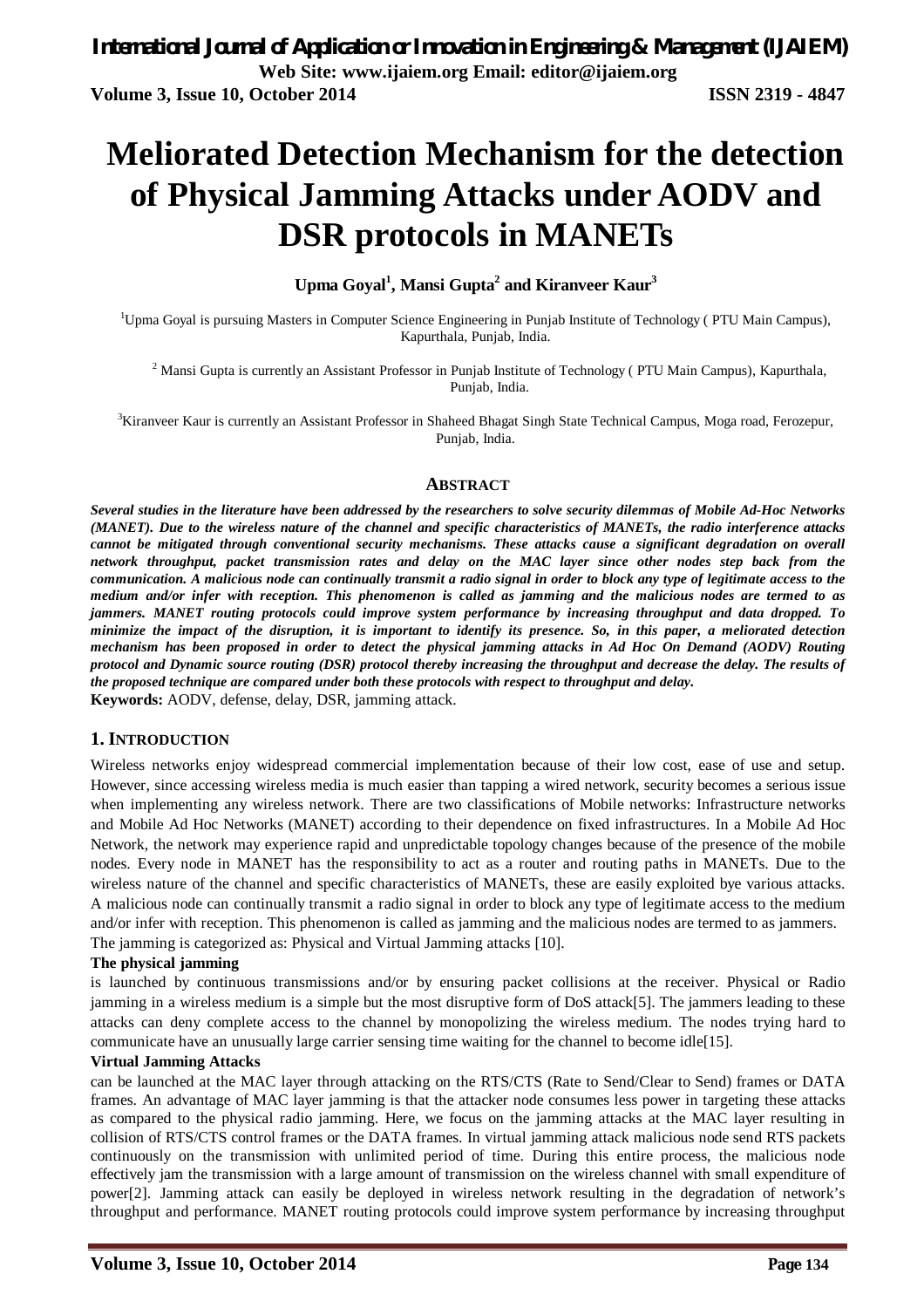# Meliorated Detection Mechanism for the detection of Physical Jamming Attacks under AODV and DSR protocols in MANETs

**Upma Goyal[1], Mansi Gupta[2] and Kiranveer Kaur[3]**

[1]Upma Goyal is pursuing Masters in Computer Science Engineering in Punjab Institute of Technology ( PTU Main Campus), Kapurthala, Punjab, India.

[2] Mansi Gupta is currently an Assistant Professor in Punjab Institute of Technology ( PTU Main Campus), Kapurthala, Punjab, India.

[3]Kiranveer Kaur is currently an Assistant Professor in Shaheed Bhagat Singh State Technical Campus, Moga road, Ferozepur, Punjab, India.

## ABSTRACT

***Several studies in the literature have been addressed by the researchers to solve security dilemmas of Mobile Ad-Hoc Networks (MANET). Due to the wireless nature of the channel and specific characteristics of MANETs, the radio interference attacks cannot be mitigated through conventional security mechanisms. These attacks cause a significant degradation on overall network throughput, packet transmission rates and delay on the MAC layer since other nodes step back from the communication. A malicious node can continually transmit a radio signal in order to block any type of legitimate access to the medium and/or infer with reception. This phenomenon is called as jamming and the malicious nodes are termed to as jammers. MANET routing protocols could improve system performance by increasing throughput and data dropped. To minimize the impact of the disruption, it is important to identify its presence. So, in this paper, a meliorated detection mechanism has been proposed in order to detect the physical jamming attacks in Ad Hoc On Demand (AODV) Routing protocol and Dynamic source routing (DSR) protocol thereby increasing the throughput and decrease the delay. The results of the proposed technique are compared under both these protocols with respect to throughput and delay.***

**Keywords:** AODV, defense, delay, DSR, jamming attack.

## 1. INTRODUCTION

Wireless networks enjoy widespread commercial implementation because of their low cost, ease of use and setup. However, since accessing wireless media is much easier than tapping a wired network, security becomes a serious issue when implementing any wireless network. There are two classifications of Mobile networks: Infrastructure networks and Mobile Ad Hoc Networks (MANET) according to their dependence on fixed infrastructures. In a Mobile Ad Hoc Network, the network may experience rapid and unpredictable topology changes because of the presence of the mobile nodes. Every node in MANET has the responsibility to act as a router and routing paths in MANETs. Due to the wireless nature of the channel and specific characteristics of MANETs, these are easily exploited bye various attacks. A malicious node can continually transmit a radio signal in order to block any type of legitimate access to the medium and/or infer with reception. This phenomenon is called as jamming and the malicious nodes are termed to as jammers. The jamming is categorized as: Physical and Virtual Jamming attacks [10].

**The physical jamming**

is launched by continuous transmissions and/or by ensuring packet collisions at the receiver. Physical or Radio jamming in a wireless medium is a simple but the most disruptive form of DoS attack[5]. The jammers leading to these attacks can deny complete access to the channel by monopolizing the wireless medium. The nodes trying hard to communicate have an unusually large carrier sensing time waiting for the channel to become idle[15].

**Virtual Jamming Attacks**

can be launched at the MAC layer through attacking on the RTS/CTS (Rate to Send/Clear to Send) frames or DATA frames. An advantage of MAC layer jamming is that the attacker node consumes less power in targeting these attacks as compared to the physical radio jamming. Here, we focus on the jamming attacks at the MAC layer resulting in collision of RTS/CTS control frames or the DATA frames. In virtual jamming attack malicious node send RTS packets continuously on the transmission with unlimited period of time. During this entire process, the malicious node effectively jam the transmission with a large amount of transmission on the wireless channel with small expenditure of power[2]. Jamming attack can easily be deployed in wireless network resulting in the degradation of network's throughput and performance. MANET routing protocols could improve system performance by increasing throughput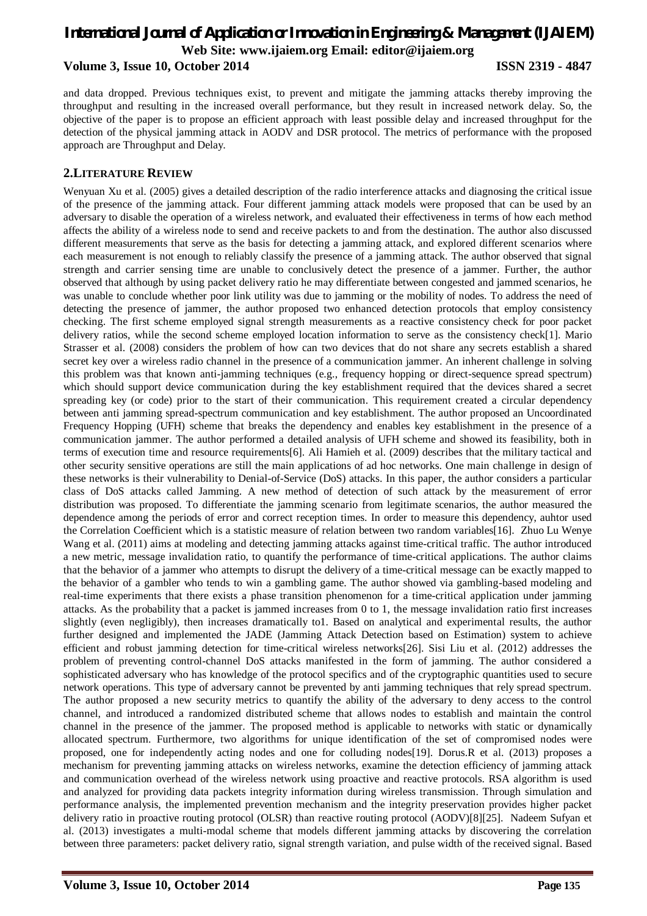and data dropped. Previous techniques exist, to prevent and mitigate the jamming attacks thereby improving the throughput and resulting in the increased overall performance, but they result in increased network delay. So, the objective of the paper is to propose an efficient approach with least possible delay and increased throughput for the detection of the physical jamming attack in AODV and DSR protocol. The metrics of performance with the proposed approach are Throughput and Delay.

## 2.LITERATURE REVIEW

Wenyuan Xu et al. (2005) gives a detailed description of the radio interference attacks and diagnosing the critical issue of the presence of the jamming attack. Four different jamming attack models were proposed that can be used by an adversary to disable the operation of a wireless network, and evaluated their effectiveness in terms of how each method affects the ability of a wireless node to send and receive packets to and from the destination. The author also discussed different measurements that serve as the basis for detecting a jamming attack, and explored different scenarios where each measurement is not enough to reliably classify the presence of a jamming attack. The author observed that signal strength and carrier sensing time are unable to conclusively detect the presence of a jammer. Further, the author observed that although by using packet delivery ratio he may differentiate between congested and jammed scenarios, he was unable to conclude whether poor link utility was due to jamming or the mobility of nodes. To address the need of detecting the presence of jammer, the author proposed two enhanced detection protocols that employ consistency checking. The first scheme employed signal strength measurements as a reactive consistency check for poor packet delivery ratios, while the second scheme employed location information to serve as the consistency check[1]. Mario Strasser et al. (2008) considers the problem of how can two devices that do not share any secrets establish a shared secret key over a wireless radio channel in the presence of a communication jammer. An inherent challenge in solving this problem was that known anti-jamming techniques (e.g., frequency hopping or direct-sequence spread spectrum) which should support device communication during the key establishment required that the devices shared a secret spreading key (or code) prior to the start of their communication. This requirement created a circular dependency between anti jamming spread-spectrum communication and key establishment. The author proposed an Uncoordinated Frequency Hopping (UFH) scheme that breaks the dependency and enables key establishment in the presence of a communication jammer. The author performed a detailed analysis of UFH scheme and showed its feasibility, both in terms of execution time and resource requirements[6]. Ali Hamieh et al. (2009) describes that the military tactical and other security sensitive operations are still the main applications of ad hoc networks. One main challenge in design of these networks is their vulnerability to Denial-of-Service (DoS) attacks. In this paper, the author considers a particular class of DoS attacks called Jamming. A new method of detection of such attack by the measurement of error distribution was proposed. To differentiate the jamming scenario from legitimate scenarios, the author measured the dependence among the periods of error and correct reception times. In order to measure this dependency, auhtor used the Correlation Coefficient which is a statistic measure of relation between two random variables[16]. Zhuo Lu Wenye Wang et al. (2011) aims at modeling and detecting jamming attacks against time-critical traffic. The author introduced a new metric, message invalidation ratio, to quantify the performance of time-critical applications. The author claims that the behavior of a jammer who attempts to disrupt the delivery of a time-critical message can be exactly mapped to the behavior of a gambler who tends to win a gambling game. The author showed via gambling-based modeling and real-time experiments that there exists a phase transition phenomenon for a time-critical application under jamming attacks. As the probability that a packet is jammed increases from 0 to 1, the message invalidation ratio first increases slightly (even negligibly), then increases dramatically to1. Based on analytical and experimental results, the author further designed and implemented the JADE (Jamming Attack Detection based on Estimation) system to achieve efficient and robust jamming detection for time-critical wireless networks[26]. Sisi Liu et al. (2012) addresses the problem of preventing control-channel DoS attacks manifested in the form of jamming. The author considered a sophisticated adversary who has knowledge of the protocol specifics and of the cryptographic quantities used to secure network operations. This type of adversary cannot be prevented by anti jamming techniques that rely spread spectrum. The author proposed a new security metrics to quantify the ability of the adversary to deny access to the control channel, and introduced a randomized distributed scheme that allows nodes to establish and maintain the control channel in the presence of the jammer. The proposed method is applicable to networks with static or dynamically allocated spectrum. Furthermore, two algorithms for unique identification of the set of compromised nodes were proposed, one for independently acting nodes and one for colluding nodes[19]. Dorus.R et al. (2013) proposes a mechanism for preventing jamming attacks on wireless networks, examine the detection efficiency of jamming attack and communication overhead of the wireless network using proactive and reactive protocols. RSA algorithm is used and analyzed for providing data packets integrity information during wireless transmission. Through simulation and performance analysis, the implemented prevention mechanism and the integrity preservation provides higher packet delivery ratio in proactive routing protocol (OLSR) than reactive routing protocol (AODV)[8][25]. Nadeem Sufyan et al. (2013) investigates a multi-modal scheme that models different jamming attacks by discovering the correlation between three parameters: packet delivery ratio, signal strength variation, and pulse width of the received signal. Based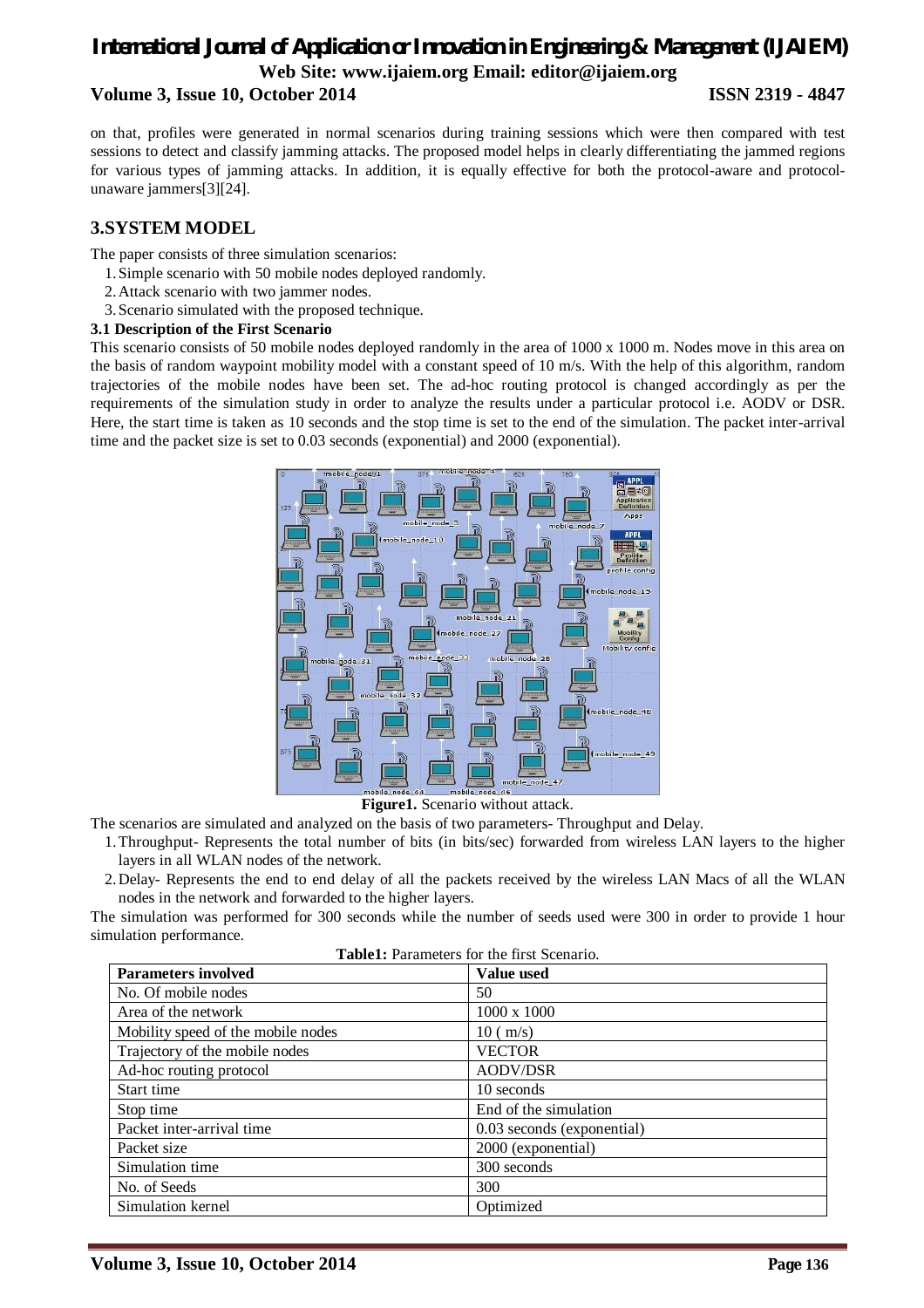on that, profiles were generated in normal scenarios during training sessions which were then compared with test sessions to detect and classify jamming attacks. The proposed model helps in clearly differentiating the jammed regions for various types of jamming attacks. In addition, it is equally effective for both the protocol-aware and protocol-unaware jammers[3][24].

## 3.SYSTEM MODEL

The paper consists of three simulation scenarios:

1. Simple scenario with 50 mobile nodes deployed randomly.
2. Attack scenario with two jammer nodes.
3. Scenario simulated with the proposed technique.

### 3.1 Description of the First Scenario

This scenario consists of 50 mobile nodes deployed randomly in the area of 1000 x 1000 m. Nodes move in this area on the basis of random waypoint mobility model with a constant speed of 10 m/s. With the help of this algorithm, random trajectories of the mobile nodes have been set. The ad-hoc routing protocol is changed accordingly as per the requirements of the simulation study in order to analyze the results under a particular protocol i.e. AODV or DSR. Here, the start time is taken as 10 seconds and the stop time is set to the end of the simulation. The packet inter-arrival time and the packet size is set to 0.03 seconds (exponential) and 2000 (exponential).

**Figure1.** Scenario without attack.

The scenarios are simulated and analyzed on the basis of two parameters- Throughput and Delay.

1. Throughput- Represents the total number of bits (in bits/sec) forwarded from wireless LAN layers to the higher layers in all WLAN nodes of the network.
2. Delay- Represents the end to end delay of all the packets received by the wireless LAN Macs of all the WLAN nodes in the network and forwarded to the higher layers.

The simulation was performed for 300 seconds while the number of seeds used were 300 in order to provide 1 hour simulation performance.

**Table1:** Parameters for the first Scenario.

| Parameters involved | Value used |
|---|---|
| No. Of mobile nodes | 50 |
| Area of the network | 1000 x 1000 |
| Mobility speed of the mobile nodes | 10 ( m/s) |
| Trajectory of the mobile nodes | VECTOR |
| Ad-hoc routing protocol | AODV/DSR |
| Start time | 10 seconds |
| Stop time | End of the simulation |
| Packet inter-arrival time | 0.03 seconds (exponential) |
| Packet size | 2000 (exponential) |
| Simulation time | 300 seconds |
| No. of Seeds | 300 |
| Simulation kernel | Optimized |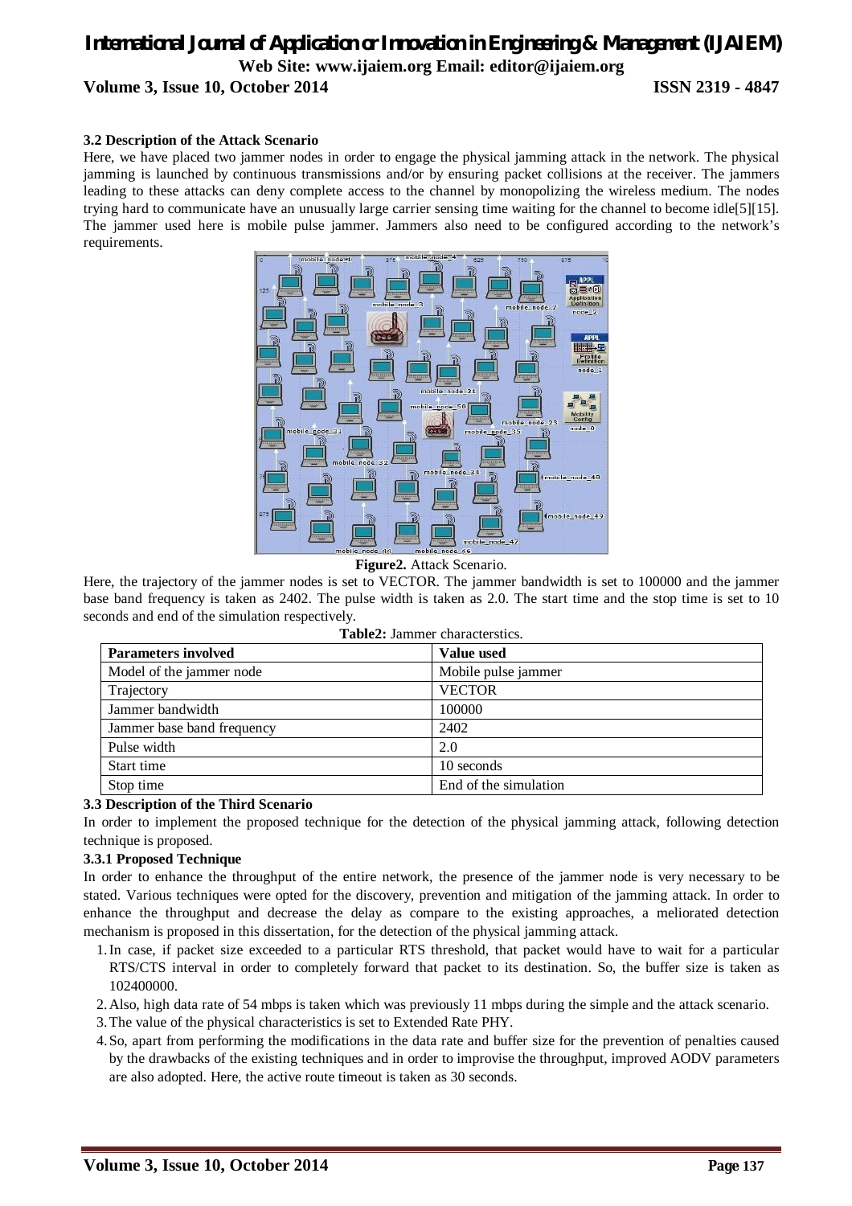### 3.2 Description of the Attack Scenario

Here, we have placed two jammer nodes in order to engage the physical jamming attack in the network. The physical jamming is launched by continuous transmissions and/or by ensuring packet collisions at the receiver. The jammers leading to these attacks can deny complete access to the channel by monopolizing the wireless medium. The nodes trying hard to communicate have an unusually large carrier sensing time waiting for the channel to become idle[5][15]. The jammer used here is mobile pulse jammer. Jammers also need to be configured according to the network's requirements.

**Figure2.** Attack Scenario.

Here, the trajectory of the jammer nodes is set to VECTOR. The jammer bandwidth is set to 100000 and the jammer base band frequency is taken as 2402. The pulse width is taken as 2.0. The start time and the stop time is set to 10 seconds and end of the simulation respectively.

**Table2:** Jammer characterstics.

| Parameters involved | Value used |
|---|---|
| Model of the jammer node | Mobile pulse jammer |
| Trajectory | VECTOR |
| Jammer bandwidth | 100000 |
| Jammer base band frequency | 2402 |
| Pulse width | 2.0 |
| Start time | 10 seconds |
| Stop time | End of the simulation |

### 3.3 Description of the Third Scenario

In order to implement the proposed technique for the detection of the physical jamming attack, following detection technique is proposed.

#### 3.3.1 Proposed Technique

In order to enhance the throughput of the entire network, the presence of the jammer node is very necessary to be stated. Various techniques were opted for the discovery, prevention and mitigation of the jamming attack. In order to enhance the throughput and decrease the delay as compare to the existing approaches, a meliorated detection mechanism is proposed in this dissertation, for the detection of the physical jamming attack.

1. In case, if packet size exceeded to a particular RTS threshold, that packet would have to wait for a particular RTS/CTS interval in order to completely forward that packet to its destination. So, the buffer size is taken as 102400000.
2. Also, high data rate of 54 mbps is taken which was previously 11 mbps during the simple and the attack scenario.
3. The value of the physical characteristics is set to Extended Rate PHY.
4. So, apart from performing the modifications in the data rate and buffer size for the prevention of penalties caused by the drawbacks of the existing techniques and in order to improvise the throughput, improved AODV parameters are also adopted. Here, the active route timeout is taken as 30 seconds.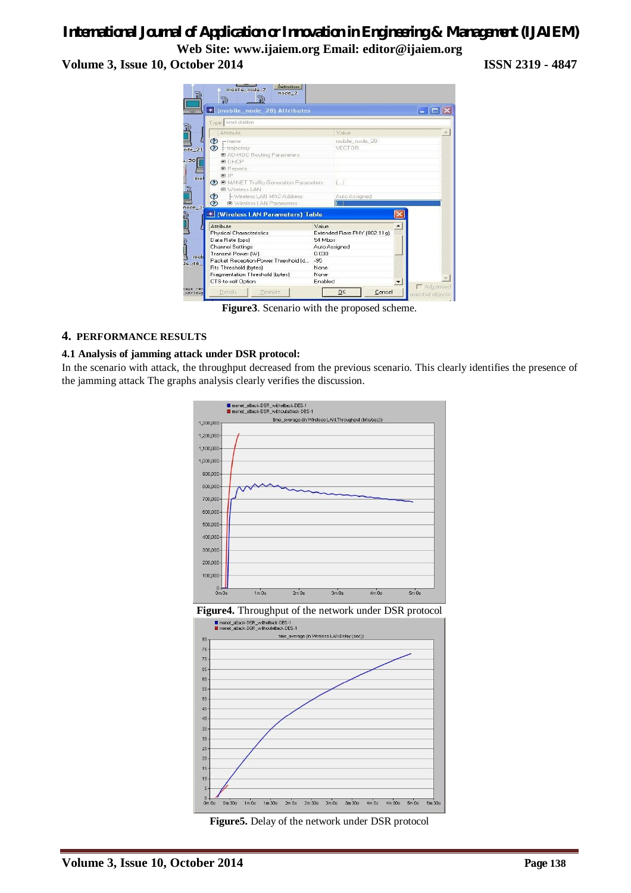Figure3. Scenario with the proposed scheme.

## 4. PERFORMANCE RESULTS

### 4.1 Analysis of jamming attack under DSR protocol:

In the scenario with attack, the throughput decreased from the previous scenario. This clearly identifies the presence of the jamming attack The graphs analysis clearly verifies the discussion.

Figure4. Throughput of the network under DSR protocol

Figure5. Delay of the network under DSR protocol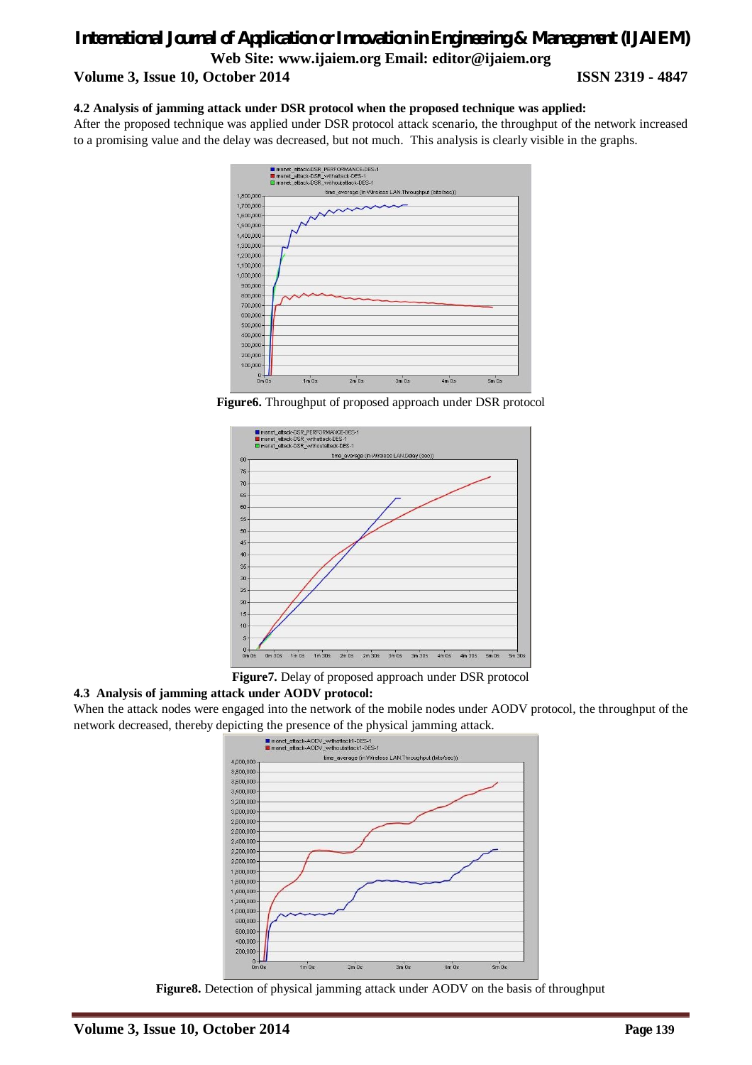### 4.2 Analysis of jamming attack under DSR protocol when the proposed technique was applied:

After the proposed technique was applied under DSR protocol attack scenario, the throughput of the network increased to a promising value and the delay was decreased, but not much. This analysis is clearly visible in the graphs.

**Figure6.** Throughput of proposed approach under DSR protocol

**Figure7.** Delay of proposed approach under DSR protocol

### 4.3 Analysis of jamming attack under AODV protocol:

When the attack nodes were engaged into the network of the mobile nodes under AODV protocol, the throughput of the network decreased, thereby depicting the presence of the physical jamming attack.

**Figure8.** Detection of physical jamming attack under AODV on the basis of throughput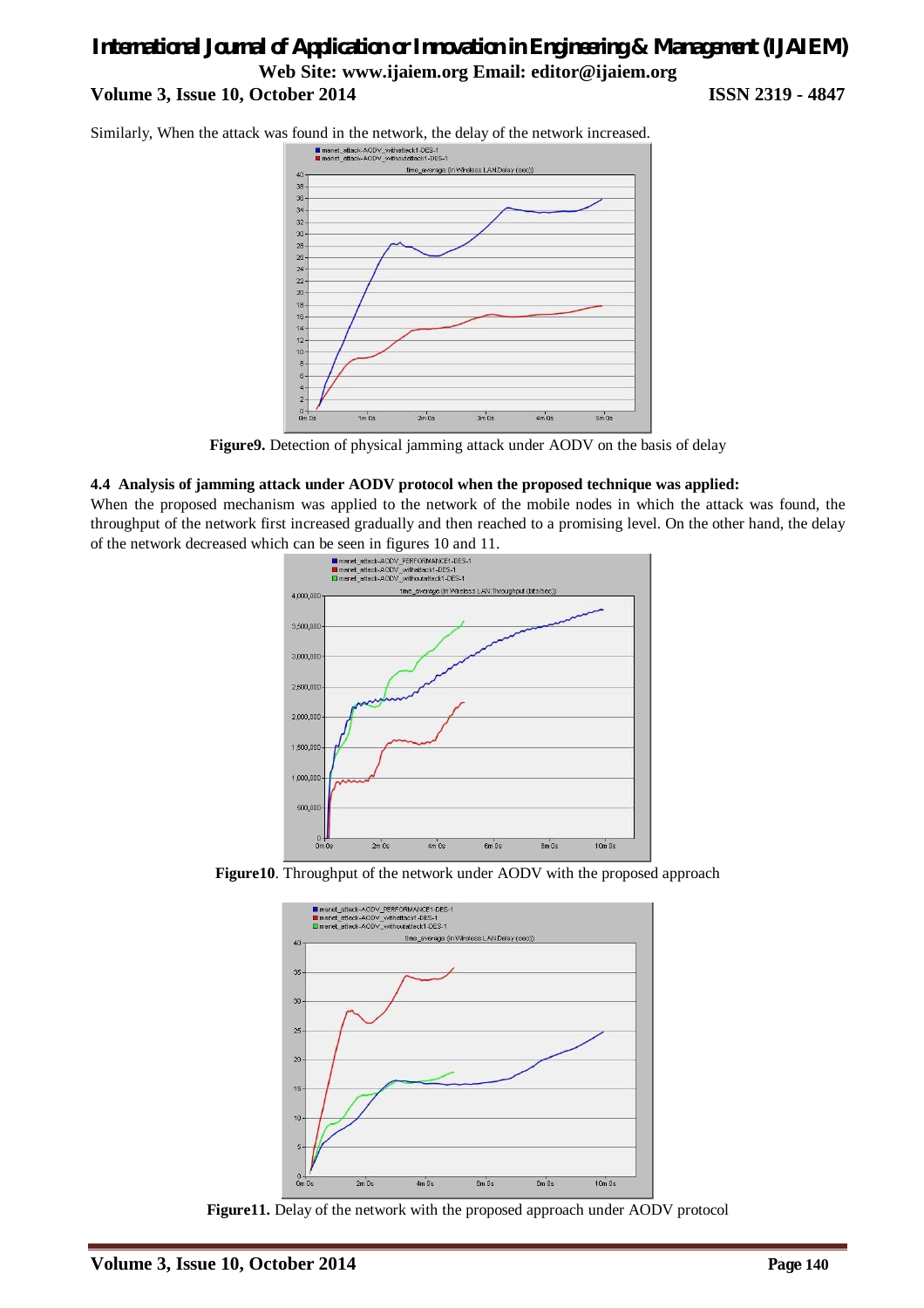Similarly, When the attack was found in the network, the delay of the network increased.

**Figure9.** Detection of physical jamming attack under AODV on the basis of delay

### 4.4 Analysis of jamming attack under AODV protocol when the proposed technique was applied:

When the proposed mechanism was applied to the network of the mobile nodes in which the attack was found, the throughput of the network first increased gradually and then reached to a promising level. On the other hand, the delay of the network decreased which can be seen in figures 10 and 11.

**Figure10**. Throughput of the network under AODV with the proposed approach

**Figure11.** Delay of the network with the proposed approach under AODV protocol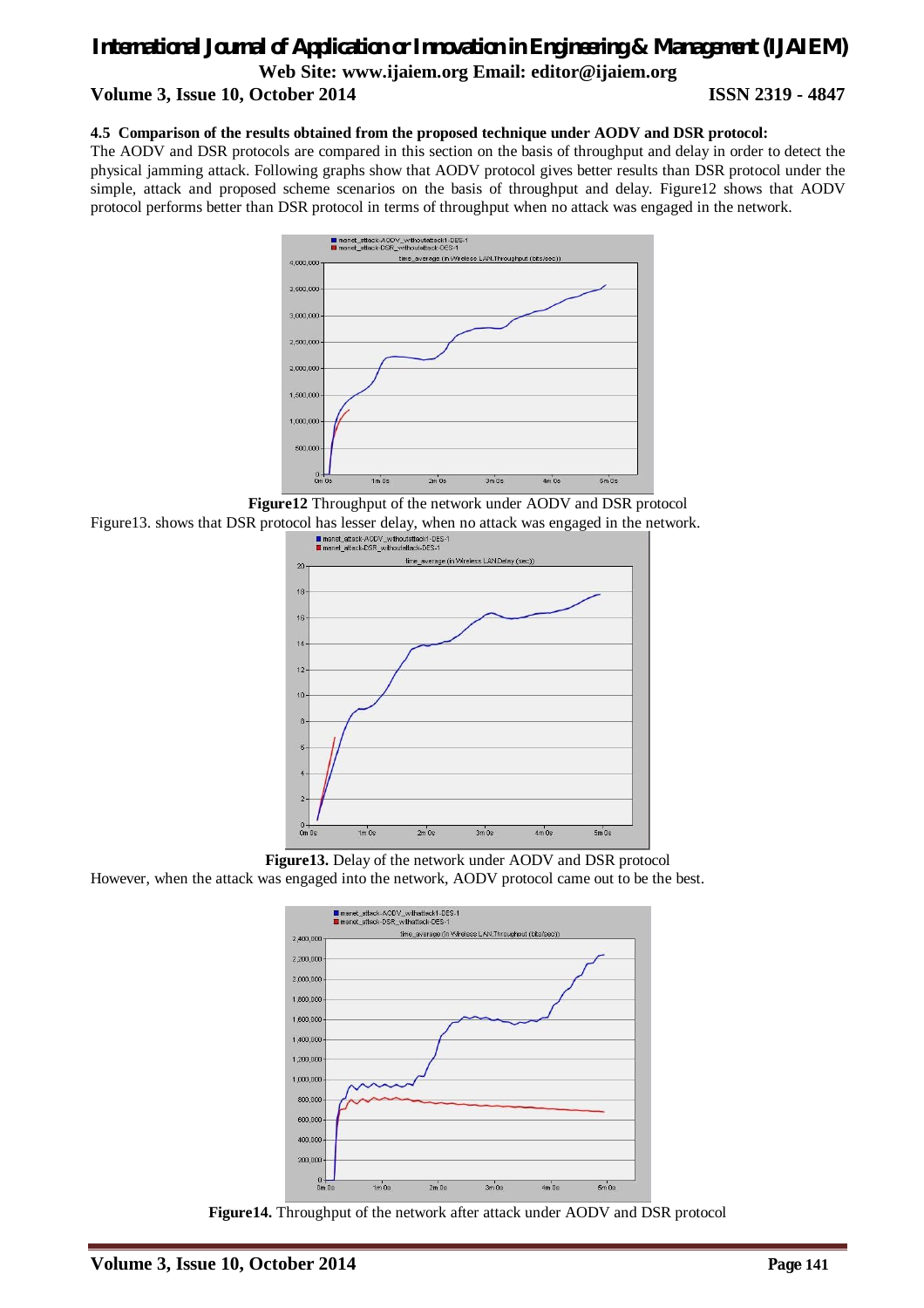### 4.5 Comparison of the results obtained from the proposed technique under AODV and DSR protocol:

The AODV and DSR protocols are compared in this section on the basis of throughput and delay in order to detect the physical jamming attack. Following graphs show that AODV protocol gives better results than DSR protocol under the simple, attack and proposed scheme scenarios on the basis of throughput and delay. Figure12 shows that AODV protocol performs better than DSR protocol in terms of throughput when no attack was engaged in the network.

**Figure12** Throughput of the network under AODV and DSR protocol

Figure13. shows that DSR protocol has lesser delay, when no attack was engaged in the network.

**Figure13.** Delay of the network under AODV and DSR protocol

However, when the attack was engaged into the network, AODV protocol came out to be the best.

**Figure14.** Throughput of the network after attack under AODV and DSR protocol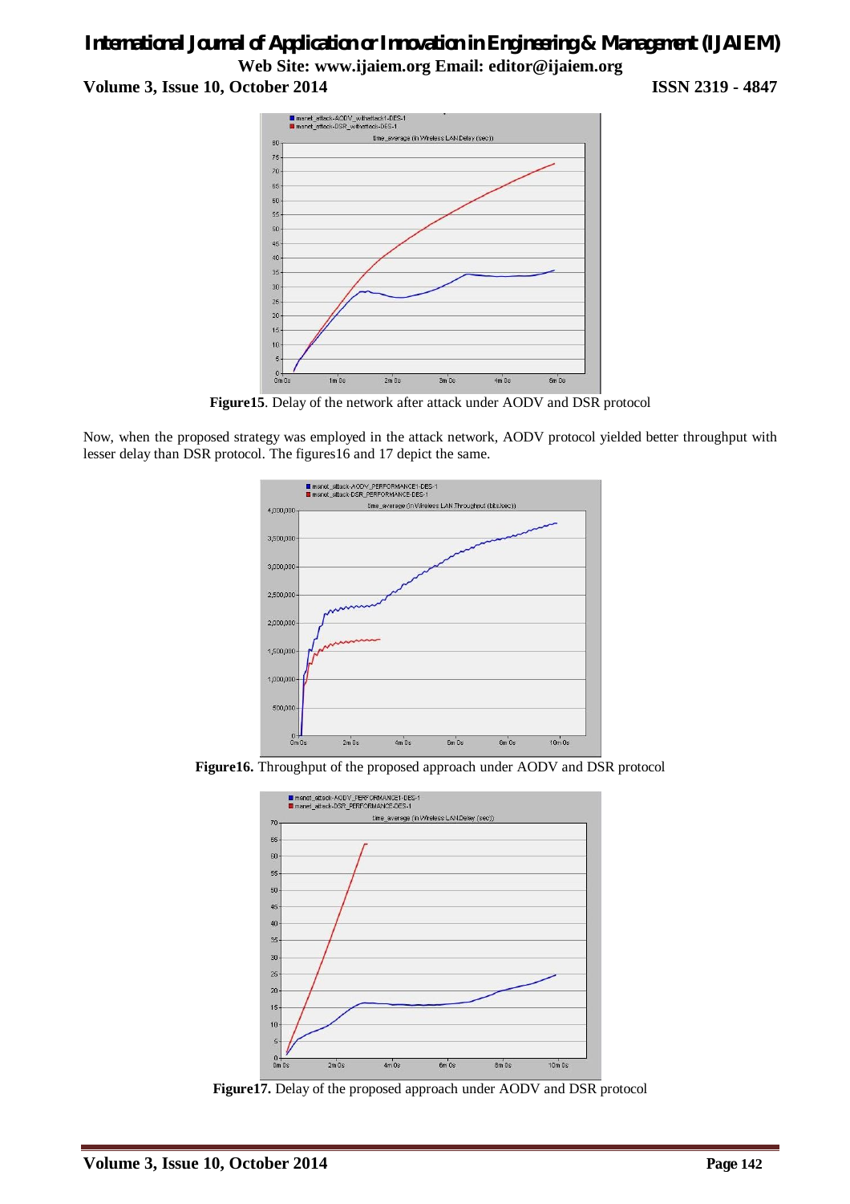Figure15. Delay of the network after attack under AODV and DSR protocol

Now, when the proposed strategy was employed in the attack network, AODV protocol yielded better throughput with lesser delay than DSR protocol. The figures16 and 17 depict the same.

Figure16. Throughput of the proposed approach under AODV and DSR protocol

Figure17. Delay of the proposed approach under AODV and DSR protocol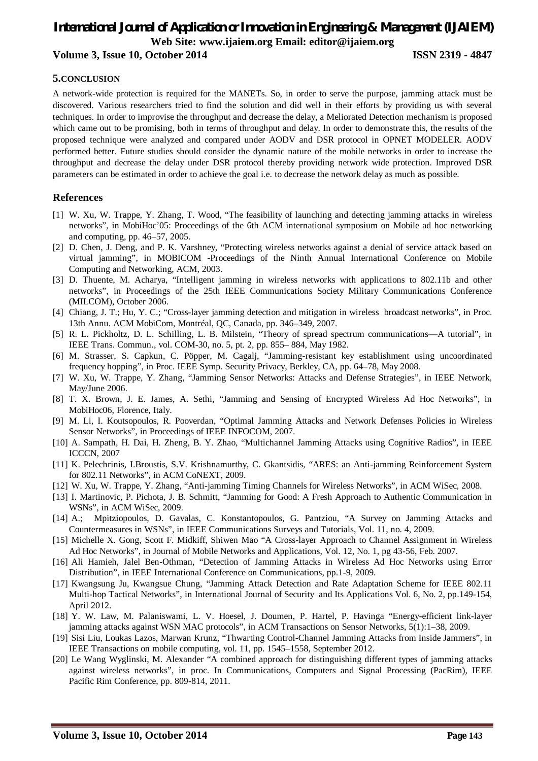## 5. CONCLUSION

A network-wide protection is required for the MANETs. So, in order to serve the purpose, jamming attack must be discovered. Various researchers tried to find the solution and did well in their efforts by providing us with several techniques. In order to improvise the throughput and decrease the delay, a Meliorated Detection mechanism is proposed which came out to be promising, both in terms of throughput and delay. In order to demonstrate this, the results of the proposed technique were analyzed and compared under AODV and DSR protocol in OPNET MODELER. AODV performed better. Future studies should consider the dynamic nature of the mobile networks in order to increase the throughput and decrease the delay under DSR protocol thereby providing network wide protection. Improved DSR parameters can be estimated in order to achieve the goal i.e. to decrease the network delay as much as possible.

## References

[1] W. Xu, W. Trappe, Y. Zhang, T. Wood, "The feasibility of launching and detecting jamming attacks in wireless networks", in MobiHoc'05: Proceedings of the 6th ACM international symposium on Mobile ad hoc networking and computing, pp. 46–57, 2005.

[2] D. Chen, J. Deng, and P. K. Varshney, "Protecting wireless networks against a denial of service attack based on virtual jamming", in MOBICOM -Proceedings of the Ninth Annual International Conference on Mobile Computing and Networking, ACM, 2003.

[3] D. Thuente, M. Acharya, "Intelligent jamming in wireless networks with applications to 802.11b and other networks", in Proceedings of the 25th IEEE Communications Society Military Communications Conference (MILCOM), October 2006.

[4] Chiang, J. T.; Hu, Y. C.; "Cross-layer jamming detection and mitigation in wireless broadcast networks", in Proc. 13th Annu. ACM MobiCom, Montréal, QC, Canada, pp. 346–349, 2007.

[5] R. L. Pickholtz, D. L. Schilling, L. B. Milstein, "Theory of spread spectrum communications—A tutorial", in IEEE Trans. Commun., vol. COM-30, no. 5, pt. 2, pp. 855– 884, May 1982.

[6] M. Strasser, S. Capkun, C. Pöpper, M. Cagalj, "Jamming-resistant key establishment using uncoordinated frequency hopping", in Proc. IEEE Symp. Security Privacy, Berkley, CA, pp. 64–78, May 2008.

[7] W. Xu, W. Trappe, Y. Zhang, "Jamming Sensor Networks: Attacks and Defense Strategies", in IEEE Network, May/June 2006.

[8] T. X. Brown, J. E. James, A. Sethi, "Jamming and Sensing of Encrypted Wireless Ad Hoc Networks", in MobiHoc06, Florence, Italy.

[9] M. Li, I. Koutsopoulos, R. Pooverdan, "Optimal Jamming Attacks and Network Defenses Policies in Wireless Sensor Networks", in Proceedings of IEEE INFOCOM, 2007.

[10] A. Sampath, H. Dai, H. Zheng, B. Y. Zhao, "Multichannel Jamming Attacks using Cognitive Radios", in IEEE ICCCN, 2007

[11] K. Pelechrinis, I.Broustis, S.V. Krishnamurthy, C. Gkantsidis, "ARES: an Anti-jamming Reinforcement System for 802.11 Networks", in ACM CoNEXT, 2009.

[12] W. Xu, W. Trappe, Y. Zhang, "Anti-jamming Timing Channels for Wireless Networks", in ACM WiSec, 2008.

[13] I. Martinovic, P. Pichota, J. B. Schmitt, "Jamming for Good: A Fresh Approach to Authentic Communication in WSNs", in ACM WiSec, 2009.

[14] A.; Mpitziopoulos, D. Gavalas, C. Konstantopoulos, G. Pantziou, "A Survey on Jamming Attacks and Countermeasures in WSNs", in IEEE Communications Surveys and Tutorials, Vol. 11, no. 4, 2009.

[15] Michelle X. Gong, Scott F. Midkiff, Shiwen Mao "A Cross-layer Approach to Channel Assignment in Wireless Ad Hoc Networks", in Journal of Mobile Networks and Applications, Vol. 12, No. 1, pg 43-56, Feb. 2007.

[16] Ali Hamieh, Jalel Ben-Othman, "Detection of Jamming Attacks in Wireless Ad Hoc Networks using Error Distribution", in IEEE International Conference on Communications, pp.1-9, 2009.

[17] Kwangsung Ju, Kwangsue Chung, "Jamming Attack Detection and Rate Adaptation Scheme for IEEE 802.11 Multi-hop Tactical Networks", in International Journal of Security and Its Applications Vol. 6, No. 2, pp.149-154, April 2012.

[18] Y. W. Law, M. Palaniswami, L. V. Hoesel, J. Doumen, P. Hartel, P. Havinga "Energy-efficient link-layer jamming attacks against WSN MAC protocols", in ACM Transactions on Sensor Networks, 5(1):1–38, 2009.

[19] Sisi Liu, Loukas Lazos, Marwan Krunz, "Thwarting Control-Channel Jamming Attacks from Inside Jammers", in IEEE Transactions on mobile computing, vol. 11, pp. 1545–1558, September 2012.

[20] Le Wang Wyglinski, M. Alexander "A combined approach for distinguishing different types of jamming attacks against wireless networks", in proc. In Communications, Computers and Signal Processing (PacRim), IEEE Pacific Rim Conference, pp. 809-814, 2011.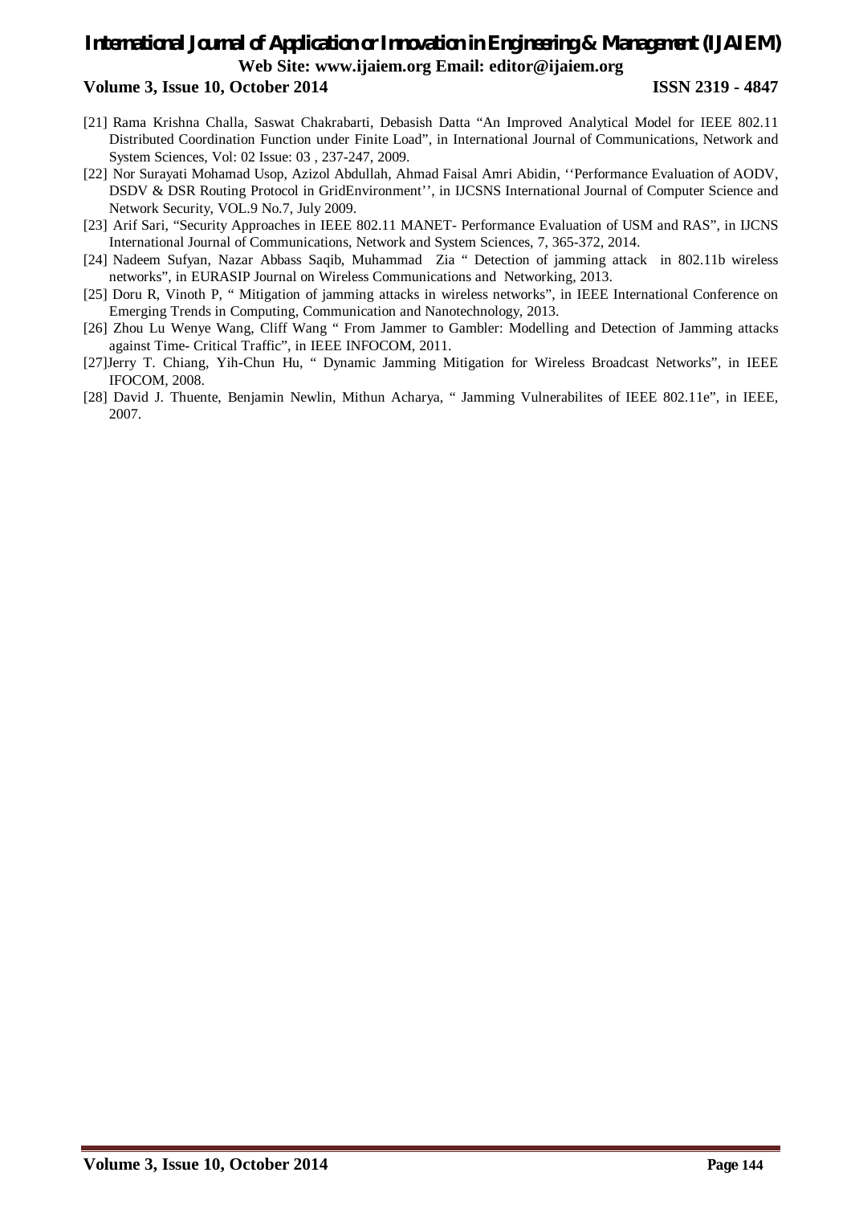[21] Rama Krishna Challa, Saswat Chakrabarti, Debasish Datta "An Improved Analytical Model for IEEE 802.11 Distributed Coordination Function under Finite Load", in International Journal of Communications, Network and System Sciences, Vol: 02 Issue: 03 , 237-247, 2009.

[22] Nor Surayati Mohamad Usop, Azizol Abdullah, Ahmad Faisal Amri Abidin, ''Performance Evaluation of AODV, DSDV & DSR Routing Protocol in GridEnvironment'', in IJCSNS International Journal of Computer Science and Network Security, VOL.9 No.7, July 2009.

[23] Arif Sari, "Security Approaches in IEEE 802.11 MANET- Performance Evaluation of USM and RAS", in IJCNS International Journal of Communications, Network and System Sciences, 7, 365-372, 2014.

[24] Nadeem Sufyan, Nazar Abbass Saqib, Muhammad Zia " Detection of jamming attack in 802.11b wireless networks", in EURASIP Journal on Wireless Communications and Networking, 2013.

[25] Doru R, Vinoth P, " Mitigation of jamming attacks in wireless networks", in IEEE International Conference on Emerging Trends in Computing, Communication and Nanotechnology, 2013.

[26] Zhou Lu Wenye Wang, Cliff Wang " From Jammer to Gambler: Modelling and Detection of Jamming attacks against Time- Critical Traffic", in IEEE INFOCOM, 2011.

[27]Jerry T. Chiang, Yih-Chun Hu, " Dynamic Jamming Mitigation for Wireless Broadcast Networks", in IEEE IFOCOM, 2008.

[28] David J. Thuente, Benjamin Newlin, Mithun Acharya, " Jamming Vulnerabilites of IEEE 802.11e", in IEEE, 2007.